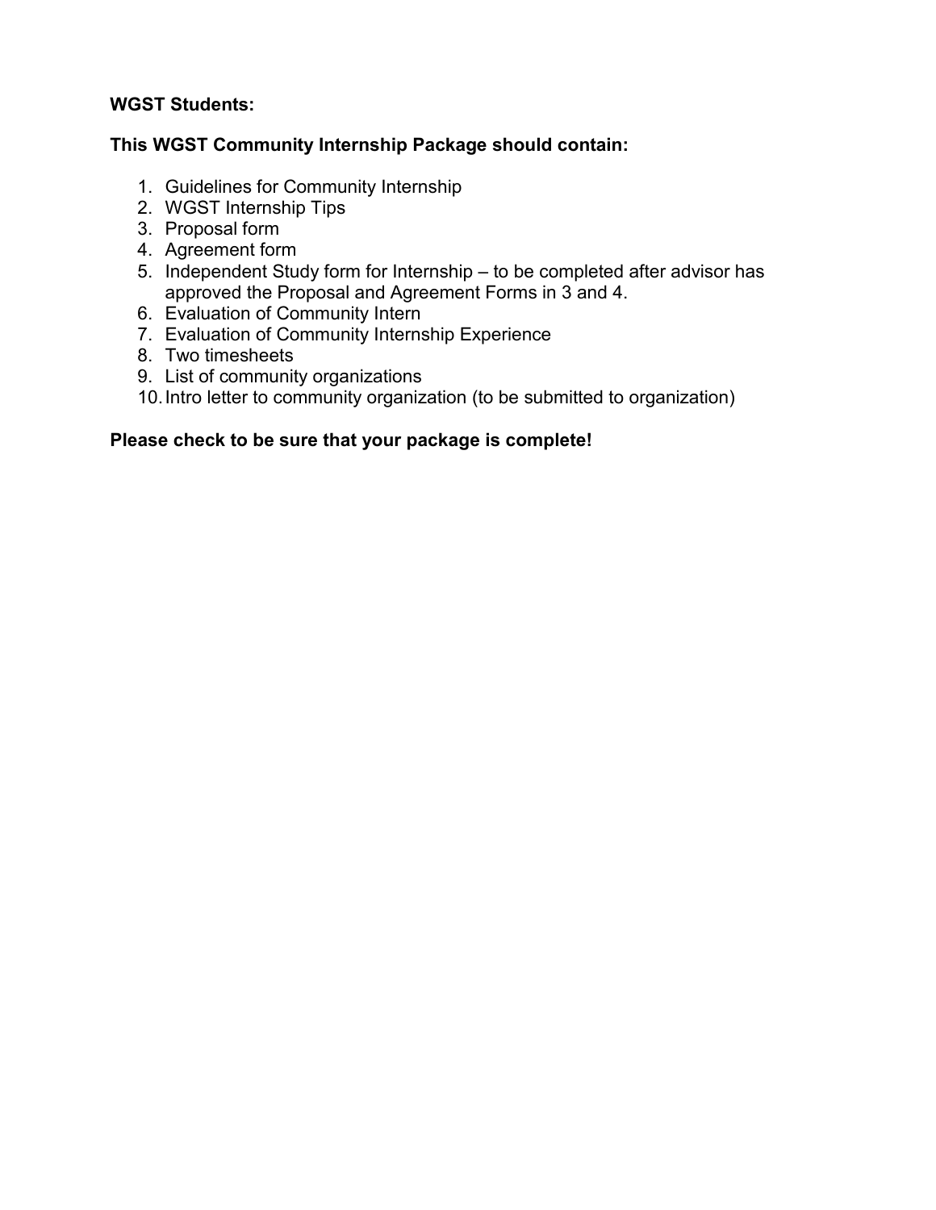**WGST Students:**

**This WGST Community Internship Package should contain:**

1. Guidelines for Community Internship
2. WGST Internship Tips
3. Proposal form
4. Agreement form
5. Independent Study form for Internship – to be completed after advisor has approved the Proposal and Agreement Forms in 3 and 4.
6. Evaluation of Community Intern
7. Evaluation of Community Internship Experience
8. Two timesheets
9. List of community organizations
10. Intro letter to community organization (to be submitted to organization)

**Please check to be sure that your package is complete!**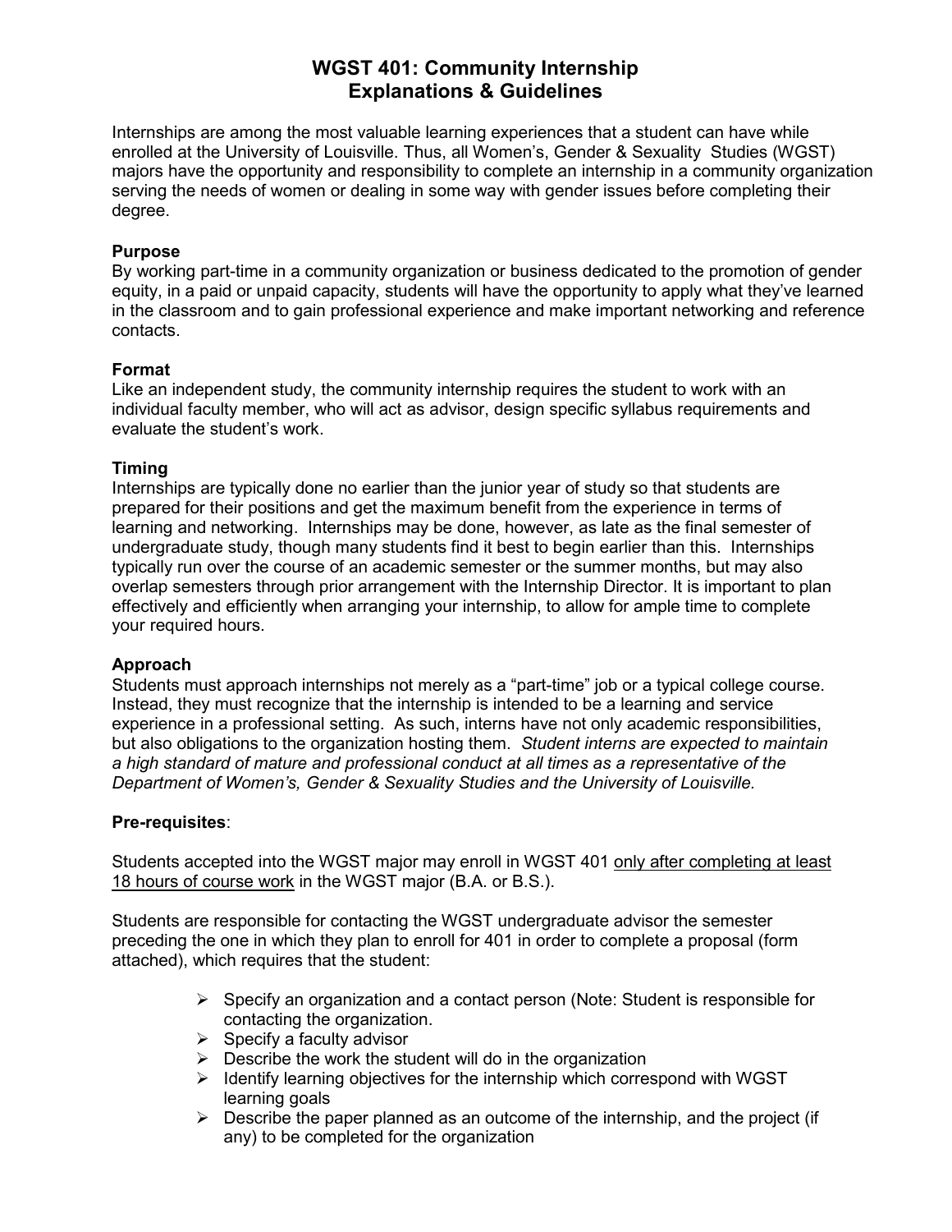# WGST 401: Community Internship Explanations & Guidelines

Internships are among the most valuable learning experiences that a student can have while enrolled at the University of Louisville. Thus, all Women's, Gender & Sexuality Studies (WGST) majors have the opportunity and responsibility to complete an internship in a community organization serving the needs of women or dealing in some way with gender issues before completing their degree.

**Purpose**

By working part-time in a community organization or business dedicated to the promotion of gender equity, in a paid or unpaid capacity, students will have the opportunity to apply what they've learned in the classroom and to gain professional experience and make important networking and reference contacts.

**Format**

Like an independent study, the community internship requires the student to work with an individual faculty member, who will act as advisor, design specific syllabus requirements and evaluate the student's work.

**Timing**

Internships are typically done no earlier than the junior year of study so that students are prepared for their positions and get the maximum benefit from the experience in terms of learning and networking. Internships may be done, however, as late as the final semester of undergraduate study, though many students find it best to begin earlier than this. Internships typically run over the course of an academic semester or the summer months, but may also overlap semesters through prior arrangement with the Internship Director. It is important to plan effectively and efficiently when arranging your internship, to allow for ample time to complete your required hours.

**Approach**

Students must approach internships not merely as a "part-time" job or a typical college course. Instead, they must recognize that the internship is intended to be a learning and service experience in a professional setting. As such, interns have not only academic responsibilities, but also obligations to the organization hosting them. *Student interns are expected to maintain a high standard of mature and professional conduct at all times as a representative of the Department of Women's, Gender & Sexuality Studies and the University of Louisville.*

**Pre-requisites**:

Students accepted into the WGST major may enroll in WGST 401 <u>only after completing at least 18 hours of course work</u> in the WGST major (B.A. or B.S.).

Students are responsible for contacting the WGST undergraduate advisor the semester preceding the one in which they plan to enroll for 401 in order to complete a proposal (form attached), which requires that the student:

- Specify an organization and a contact person (Note: Student is responsible for contacting the organization.
- Specify a faculty advisor
- Describe the work the student will do in the organization
- Identify learning objectives for the internship which correspond with WGST learning goals
- Describe the paper planned as an outcome of the internship, and the project (if any) to be completed for the organization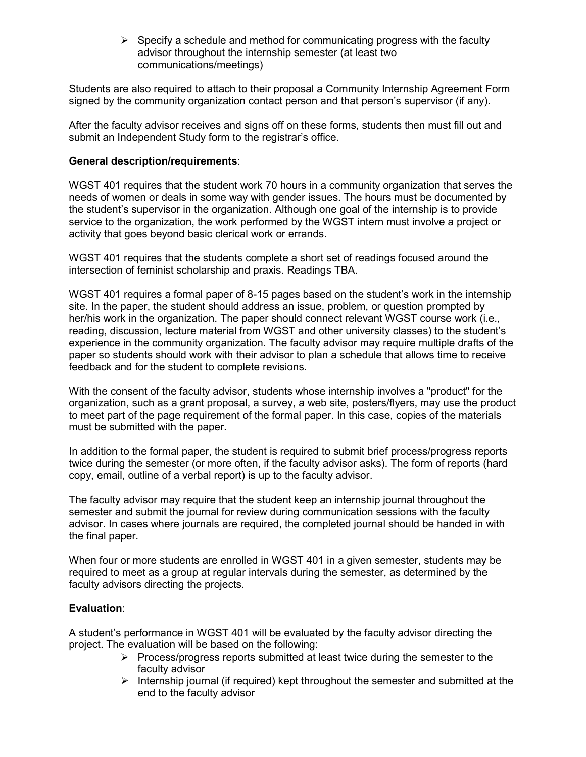- Specify a schedule and method for communicating progress with the faculty advisor throughout the internship semester (at least two communications/meetings)

Students are also required to attach to their proposal a Community Internship Agreement Form signed by the community organization contact person and that person's supervisor (if any).

After the faculty advisor receives and signs off on these forms, students then must fill out and submit an Independent Study form to the registrar's office.

**General description/requirements**:

WGST 401 requires that the student work 70 hours in a community organization that serves the needs of women or deals in some way with gender issues. The hours must be documented by the student's supervisor in the organization. Although one goal of the internship is to provide service to the organization, the work performed by the WGST intern must involve a project or activity that goes beyond basic clerical work or errands.

WGST 401 requires that the students complete a short set of readings focused around the intersection of feminist scholarship and praxis. Readings TBA.

WGST 401 requires a formal paper of 8-15 pages based on the student's work in the internship site. In the paper, the student should address an issue, problem, or question prompted by her/his work in the organization. The paper should connect relevant WGST course work (i.e., reading, discussion, lecture material from WGST and other university classes) to the student's experience in the community organization. The faculty advisor may require multiple drafts of the paper so students should work with their advisor to plan a schedule that allows time to receive feedback and for the student to complete revisions.

With the consent of the faculty advisor, students whose internship involves a "product" for the organization, such as a grant proposal, a survey, a web site, posters/flyers, may use the product to meet part of the page requirement of the formal paper. In this case, copies of the materials must be submitted with the paper.

In addition to the formal paper, the student is required to submit brief process/progress reports twice during the semester (or more often, if the faculty advisor asks). The form of reports (hard copy, email, outline of a verbal report) is up to the faculty advisor.

The faculty advisor may require that the student keep an internship journal throughout the semester and submit the journal for review during communication sessions with the faculty advisor. In cases where journals are required, the completed journal should be handed in with the final paper.

When four or more students are enrolled in WGST 401 in a given semester, students may be required to meet as a group at regular intervals during the semester, as determined by the faculty advisors directing the projects.

**Evaluation**:

A student's performance in WGST 401 will be evaluated by the faculty advisor directing the project. The evaluation will be based on the following:

- Process/progress reports submitted at least twice during the semester to the faculty advisor
- Internship journal (if required) kept throughout the semester and submitted at the end to the faculty advisor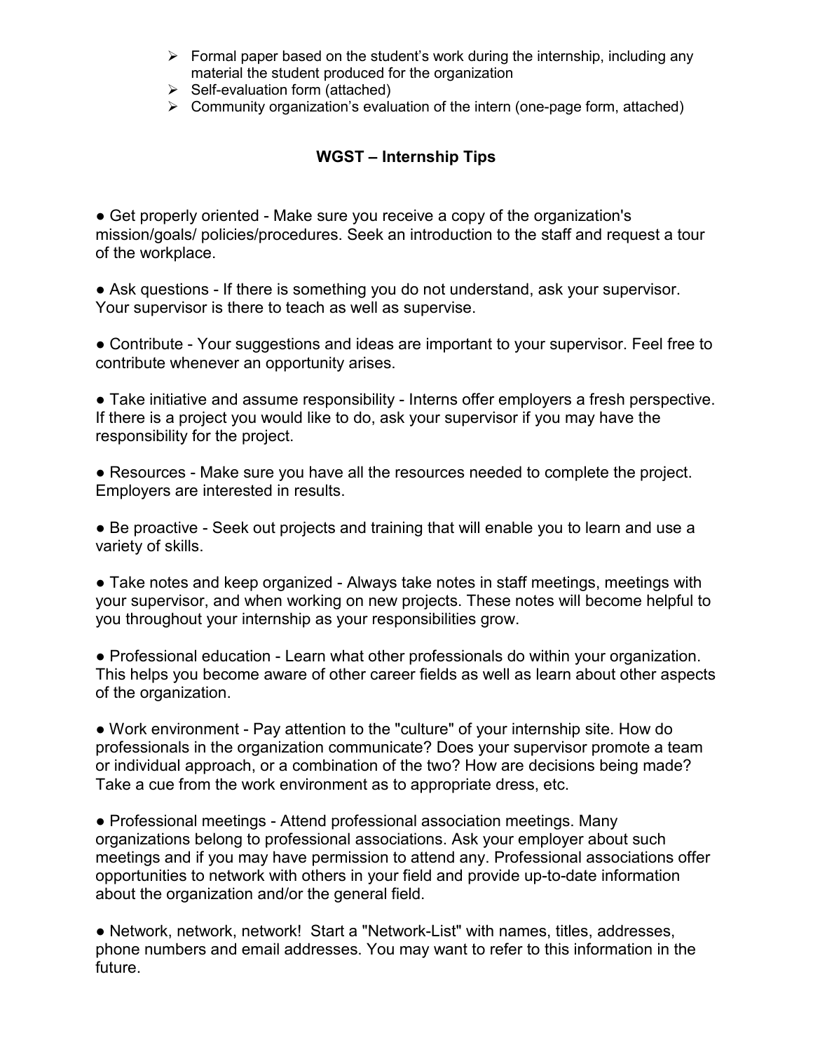- Formal paper based on the student's work during the internship, including any material the student produced for the organization
- Self-evaluation form (attached)
- Community organization's evaluation of the intern (one-page form, attached)

## WGST – Internship Tips

- Get properly oriented - Make sure you receive a copy of the organization's mission/goals/ policies/procedures. Seek an introduction to the staff and request a tour of the workplace.

- Ask questions - If there is something you do not understand, ask your supervisor. Your supervisor is there to teach as well as supervise.

- Contribute - Your suggestions and ideas are important to your supervisor. Feel free to contribute whenever an opportunity arises.

- Take initiative and assume responsibility - Interns offer employers a fresh perspective. If there is a project you would like to do, ask your supervisor if you may have the responsibility for the project.

- Resources - Make sure you have all the resources needed to complete the project. Employers are interested in results.

- Be proactive - Seek out projects and training that will enable you to learn and use a variety of skills.

- Take notes and keep organized - Always take notes in staff meetings, meetings with your supervisor, and when working on new projects. These notes will become helpful to you throughout your internship as your responsibilities grow.

- Professional education - Learn what other professionals do within your organization. This helps you become aware of other career fields as well as learn about other aspects of the organization.

- Work environment - Pay attention to the "culture" of your internship site. How do professionals in the organization communicate? Does your supervisor promote a team or individual approach, or a combination of the two? How are decisions being made? Take a cue from the work environment as to appropriate dress, etc.

- Professional meetings - Attend professional association meetings. Many organizations belong to professional associations. Ask your employer about such meetings and if you may have permission to attend any. Professional associations offer opportunities to network with others in your field and provide up-to-date information about the organization and/or the general field.

- Network, network, network! Start a "Network-List" with names, titles, addresses, phone numbers and email addresses. You may want to refer to this information in the future.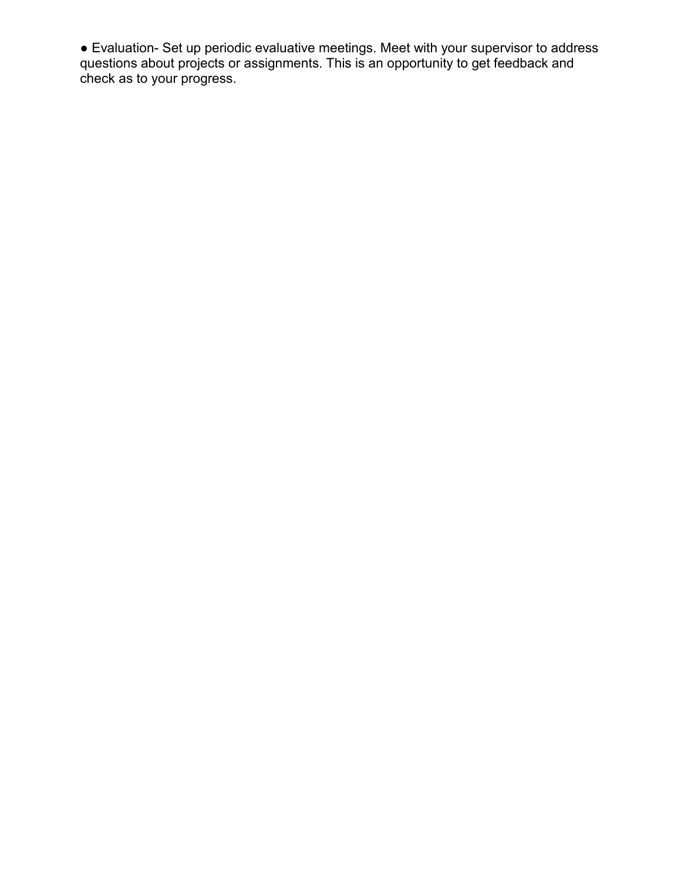- Evaluation- Set up periodic evaluative meetings. Meet with your supervisor to address questions about projects or assignments. This is an opportunity to get feedback and check as to your progress.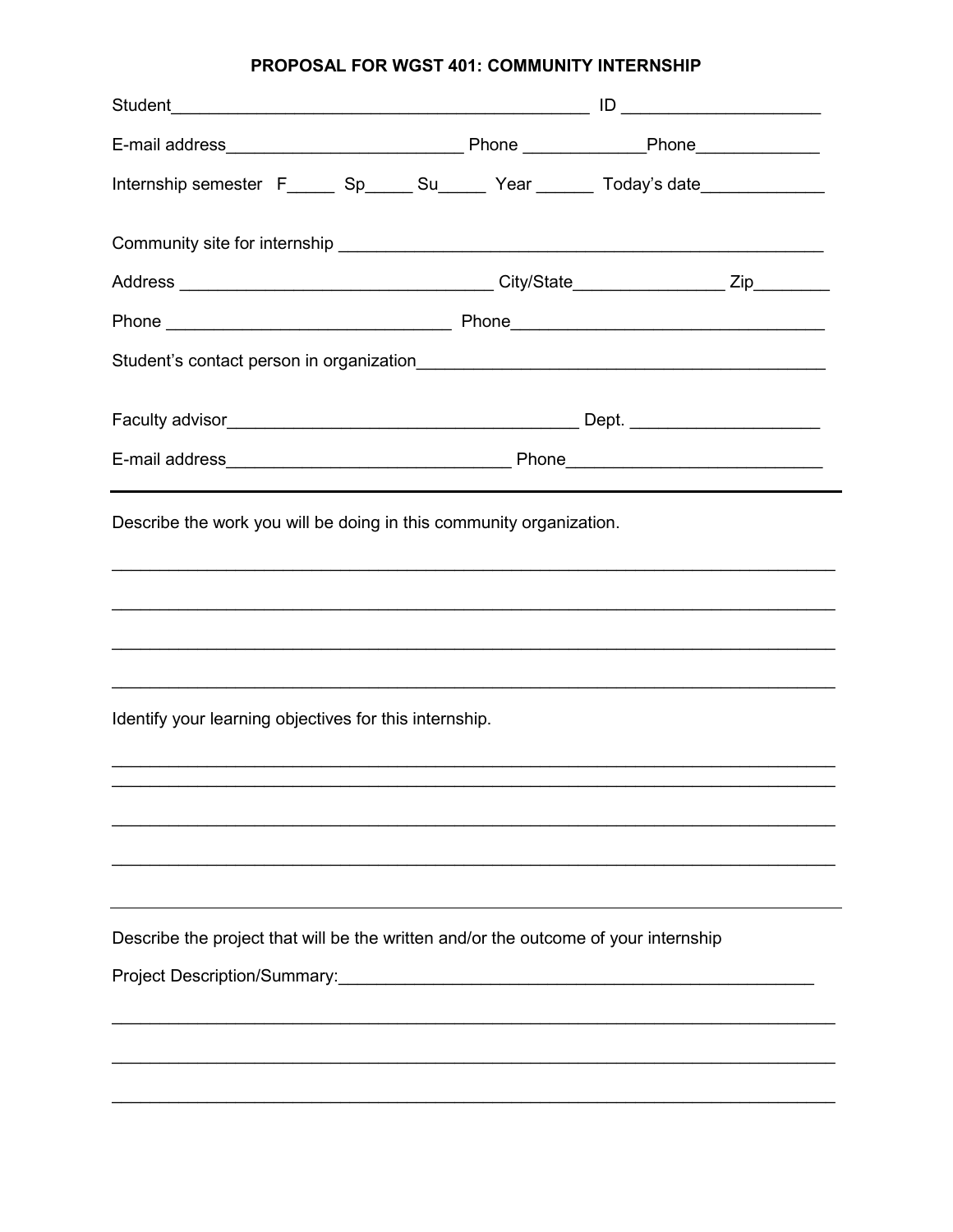# PROPOSAL FOR WGST 401: COMMUNITY INTERNSHIP

Student_____________________________________________ ID ____________________

E-mail address________________________ Phone ____________Phone____________

Internship semester F_____ Sp_____ Su_____ Year ______ Today's date____________

Community site for internship ____________________________________________________

Address ________________________________ City/State_______________ Zip________

Phone _____________________________ Phone________________________________

Student's contact person in organization___________________________________________

Faculty advisor____________________________________ Dept. ___________________

E-mail address_____________________________ Phone__________________________

---

Describe the work you will be doing in this community organization.

_______________________________________________________________________________

_______________________________________________________________________________

_______________________________________________________________________________

_______________________________________________________________________________

Identify your learning objectives for this internship.

_______________________________________________________________________________

_______________________________________________________________________________

_______________________________________________________________________________

_______________________________________________________________________________

---

Describe the project that will be the written and/or the outcome of your internship

Project Description/Summary:_____________________________________________________

_______________________________________________________________________________

_______________________________________________________________________________

_______________________________________________________________________________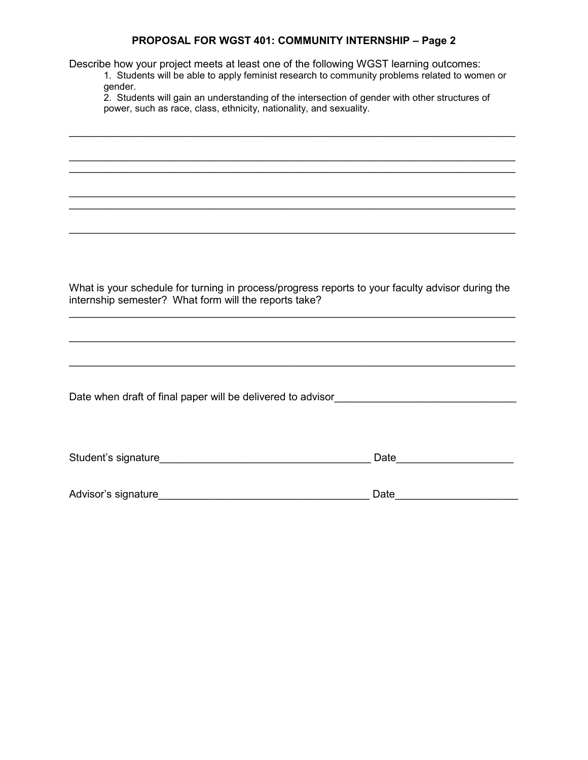**PROPOSAL FOR WGST 401: COMMUNITY INTERNSHIP – Page 2**

Describe how your project meets at least one of the following WGST learning outcomes:

1. Students will be able to apply feminist research to community problems related to women or gender.
2. Students will gain an understanding of the intersection of gender with other structures of power, such as race, class, ethnicity, nationality, and sexuality.

\_\_\_\_\_\_\_\_\_\_\_\_\_\_\_\_\_\_\_\_\_\_\_\_\_\_\_\_\_\_\_\_\_\_\_\_\_\_\_\_\_\_\_\_\_\_\_\_\_\_\_\_\_\_\_\_\_\_\_\_\_\_\_\_\_\_\_\_\_\_\_\_\_\_

\_\_\_\_\_\_\_\_\_\_\_\_\_\_\_\_\_\_\_\_\_\_\_\_\_\_\_\_\_\_\_\_\_\_\_\_\_\_\_\_\_\_\_\_\_\_\_\_\_\_\_\_\_\_\_\_\_\_\_\_\_\_\_\_\_\_\_\_\_\_\_\_\_\_

\_\_\_\_\_\_\_\_\_\_\_\_\_\_\_\_\_\_\_\_\_\_\_\_\_\_\_\_\_\_\_\_\_\_\_\_\_\_\_\_\_\_\_\_\_\_\_\_\_\_\_\_\_\_\_\_\_\_\_\_\_\_\_\_\_\_\_\_\_\_\_\_\_\_

\_\_\_\_\_\_\_\_\_\_\_\_\_\_\_\_\_\_\_\_\_\_\_\_\_\_\_\_\_\_\_\_\_\_\_\_\_\_\_\_\_\_\_\_\_\_\_\_\_\_\_\_\_\_\_\_\_\_\_\_\_\_\_\_\_\_\_\_\_\_\_\_\_\_

\_\_\_\_\_\_\_\_\_\_\_\_\_\_\_\_\_\_\_\_\_\_\_\_\_\_\_\_\_\_\_\_\_\_\_\_\_\_\_\_\_\_\_\_\_\_\_\_\_\_\_\_\_\_\_\_\_\_\_\_\_\_\_\_\_\_\_\_\_\_\_\_\_\_

\_\_\_\_\_\_\_\_\_\_\_\_\_\_\_\_\_\_\_\_\_\_\_\_\_\_\_\_\_\_\_\_\_\_\_\_\_\_\_\_\_\_\_\_\_\_\_\_\_\_\_\_\_\_\_\_\_\_\_\_\_\_\_\_\_\_\_\_\_\_\_\_\_\_

What is your schedule for turning in process/progress reports to your faculty advisor during the internship semester? What form will the reports take?

\_\_\_\_\_\_\_\_\_\_\_\_\_\_\_\_\_\_\_\_\_\_\_\_\_\_\_\_\_\_\_\_\_\_\_\_\_\_\_\_\_\_\_\_\_\_\_\_\_\_\_\_\_\_\_\_\_\_\_\_\_\_\_\_\_\_\_\_\_\_\_\_\_\_

\_\_\_\_\_\_\_\_\_\_\_\_\_\_\_\_\_\_\_\_\_\_\_\_\_\_\_\_\_\_\_\_\_\_\_\_\_\_\_\_\_\_\_\_\_\_\_\_\_\_\_\_\_\_\_\_\_\_\_\_\_\_\_\_\_\_\_\_\_\_\_\_\_\_

\_\_\_\_\_\_\_\_\_\_\_\_\_\_\_\_\_\_\_\_\_\_\_\_\_\_\_\_\_\_\_\_\_\_\_\_\_\_\_\_\_\_\_\_\_\_\_\_\_\_\_\_\_\_\_\_\_\_\_\_\_\_\_\_\_\_\_\_\_\_\_\_\_\_

Date when draft of final paper will be delivered to advisor\_\_\_\_\_\_\_\_\_\_\_\_\_\_\_\_\_\_\_\_\_\_\_\_\_\_\_\_\_\_

Student's signature\_\_\_\_\_\_\_\_\_\_\_\_\_\_\_\_\_\_\_\_\_\_\_\_\_\_\_\_\_\_\_\_\_\_\_\_ Date\_\_\_\_\_\_\_\_\_\_\_\_\_\_\_\_\_\_\_

Advisor's signature\_\_\_\_\_\_\_\_\_\_\_\_\_\_\_\_\_\_\_\_\_\_\_\_\_\_\_\_\_\_\_\_\_\_\_\_ Date\_\_\_\_\_\_\_\_\_\_\_\_\_\_\_\_\_\_\_\_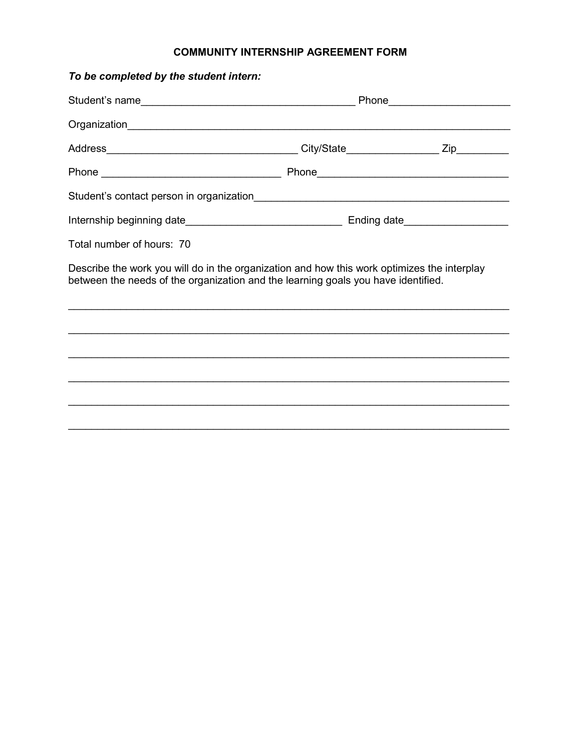**COMMUNITY INTERNSHIP AGREEMENT FORM**

***To be completed by the student intern:***

Student's name_____________________________________ Phone____________________

Organization_________________________________________________________________

Address________________________________ City/State_______________ Zip_________

Phone ______________________________ Phone________________________________

Student's contact person in organization____________________________________________

Internship beginning date__________________________ Ending date_________________

Total number of hours: 70

Describe the work you will do in the organization and how this work optimizes the interplay between the needs of the organization and the learning goals you have identified.

_____________________________________________________________________________

_____________________________________________________________________________

_____________________________________________________________________________

_____________________________________________________________________________

_____________________________________________________________________________

_____________________________________________________________________________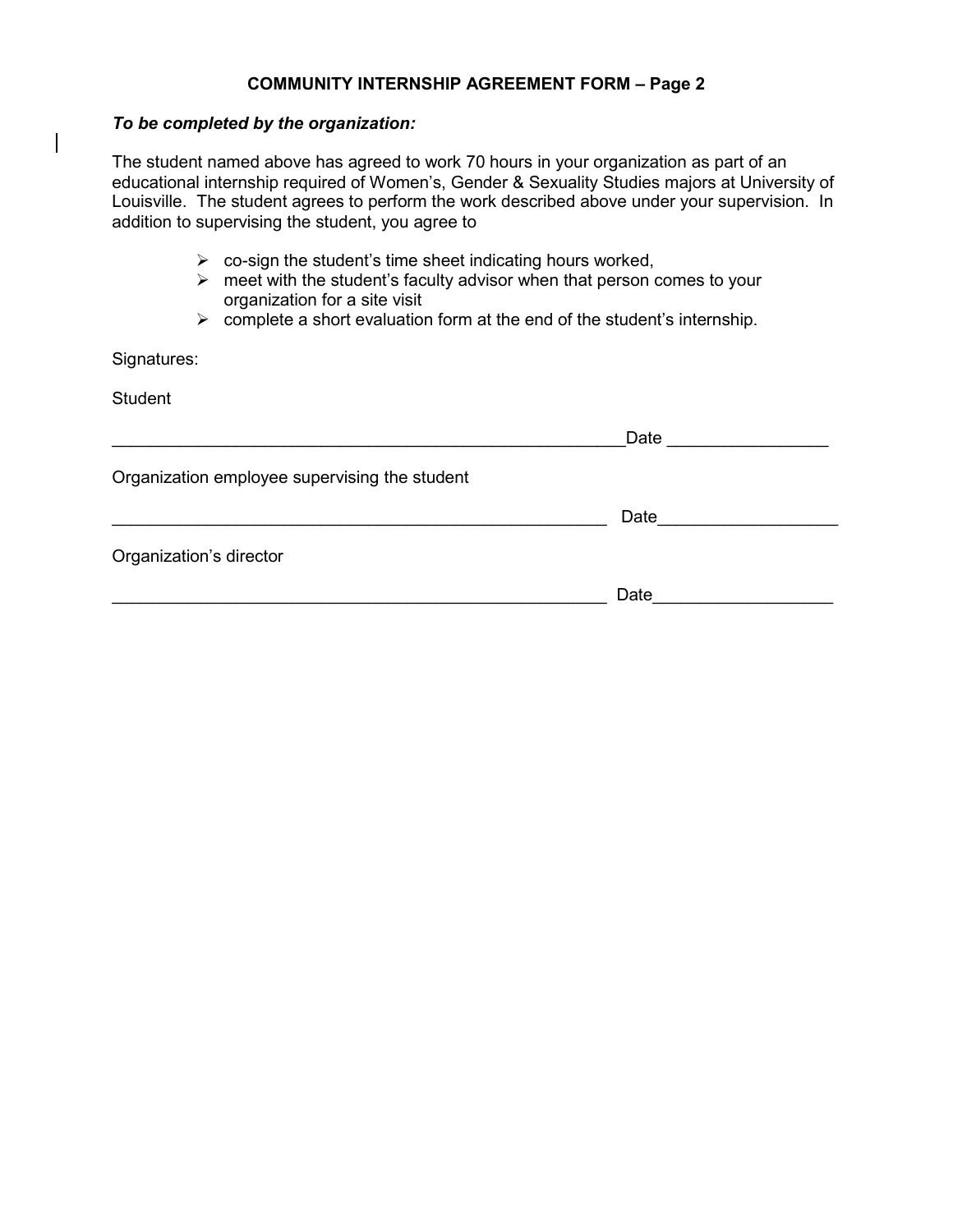## COMMUNITY INTERNSHIP AGREEMENT FORM – Page 2

***To be completed by the organization:***

The student named above has agreed to work 70 hours in your organization as part of an educational internship required of Women's, Gender & Sexuality Studies majors at University of Louisville. The student agrees to perform the work described above under your supervision. In addition to supervising the student, you agree to

- co-sign the student's time sheet indicating hours worked,
- meet with the student's faculty advisor when that person comes to your organization for a site visit
- complete a short evaluation form at the end of the student's internship.

Signatures:

Student

_______________________________________________________Date ________________

Organization employee supervising the student

_____________________________________________________ Date__________________

Organization's director

_____________________________________________________ Date__________________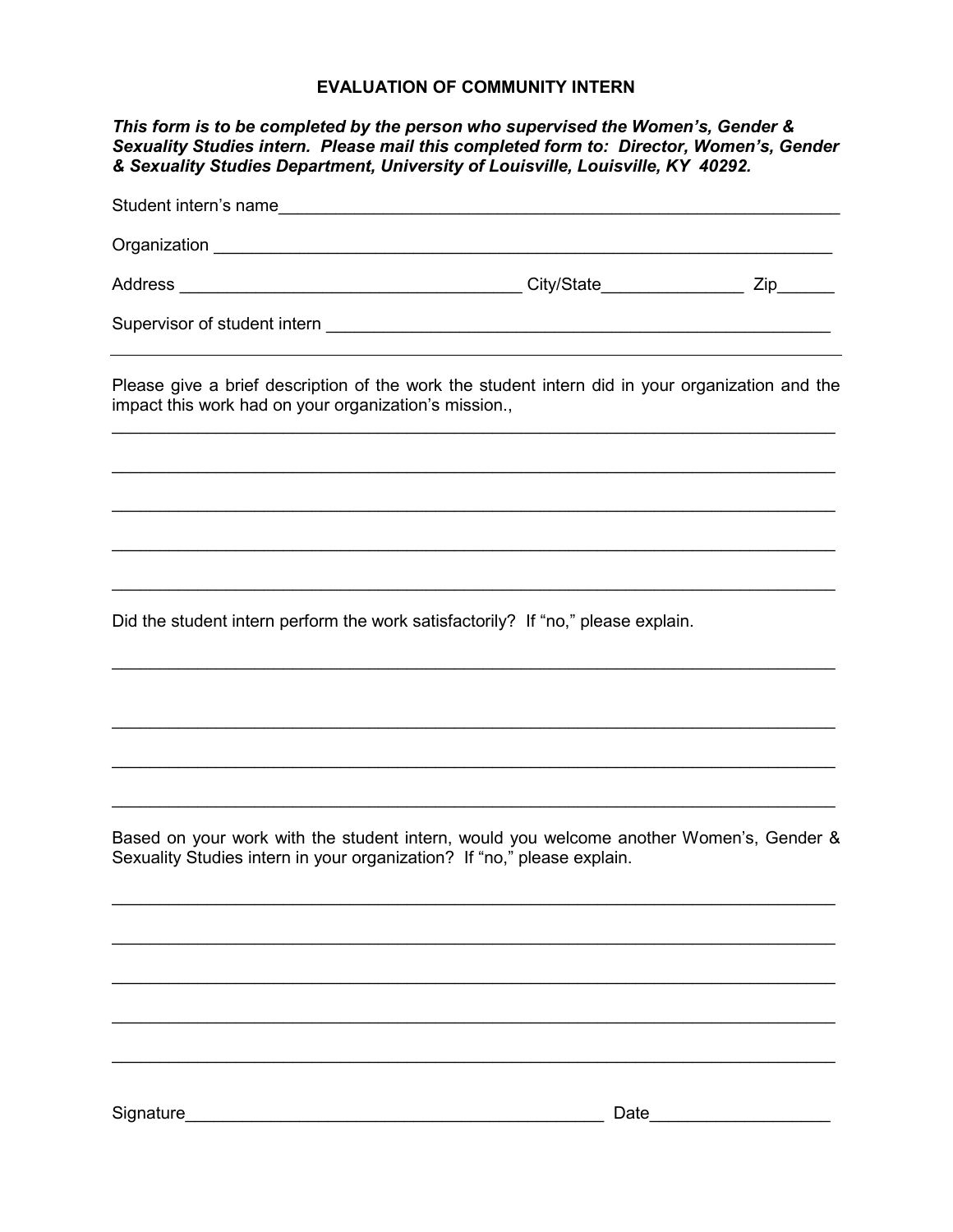# EVALUATION OF COMMUNITY INTERN

***This form is to be completed by the person who supervised the Women's, Gender & Sexuality Studies intern. Please mail this completed form to: Director, Women's, Gender & Sexuality Studies Department, University of Louisville, Louisville, KY 40292.***

Student intern's name_______________________________________________________________

Organization _______________________________________________________________

Address ___________________________________ City/State_______________ Zip______

Supervisor of student intern _____________________________________________________

---

Please give a brief description of the work the student intern did in your organization and the impact this work had on your organization's mission.,

_______________________________________________________________________________

_______________________________________________________________________________

_______________________________________________________________________________

_______________________________________________________________________________

_______________________________________________________________________________

Did the student intern perform the work satisfactorily? If "no," please explain.

_______________________________________________________________________________

_______________________________________________________________________________

_______________________________________________________________________________

_______________________________________________________________________________

Based on your work with the student intern, would you welcome another Women's, Gender & Sexuality Studies intern in your organization? If "no," please explain.

_______________________________________________________________________________

_______________________________________________________________________________

_______________________________________________________________________________

_______________________________________________________________________________

_______________________________________________________________________________

Signature_____________________________________________ Date__________________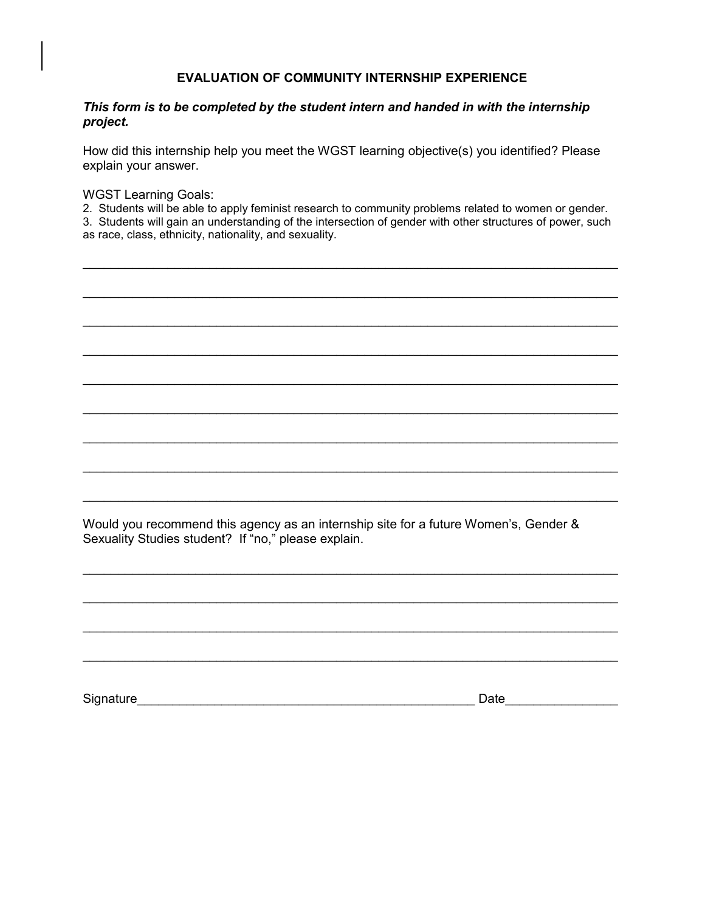## EVALUATION OF COMMUNITY INTERNSHIP EXPERIENCE

***This form is to be completed by the student intern and handed in with the internship project.***

How did this internship help you meet the WGST learning objective(s) you identified? Please explain your answer.

WGST Learning Goals:

2. Students will be able to apply feminist research to community problems related to women or gender.
3. Students will gain an understanding of the intersection of gender with other structures of power, such as race, class, ethnicity, nationality, and sexuality.

_______________________________________________________________________________

_______________________________________________________________________________

_______________________________________________________________________________

_______________________________________________________________________________

_______________________________________________________________________________

_______________________________________________________________________________

_______________________________________________________________________________

_______________________________________________________________________________

_______________________________________________________________________________

Would you recommend this agency as an internship site for a future Women's, Gender & Sexuality Studies student? If "no," please explain.

_______________________________________________________________________________

_______________________________________________________________________________

_______________________________________________________________________________

_______________________________________________________________________________

Signature__________________________________________________ Date________________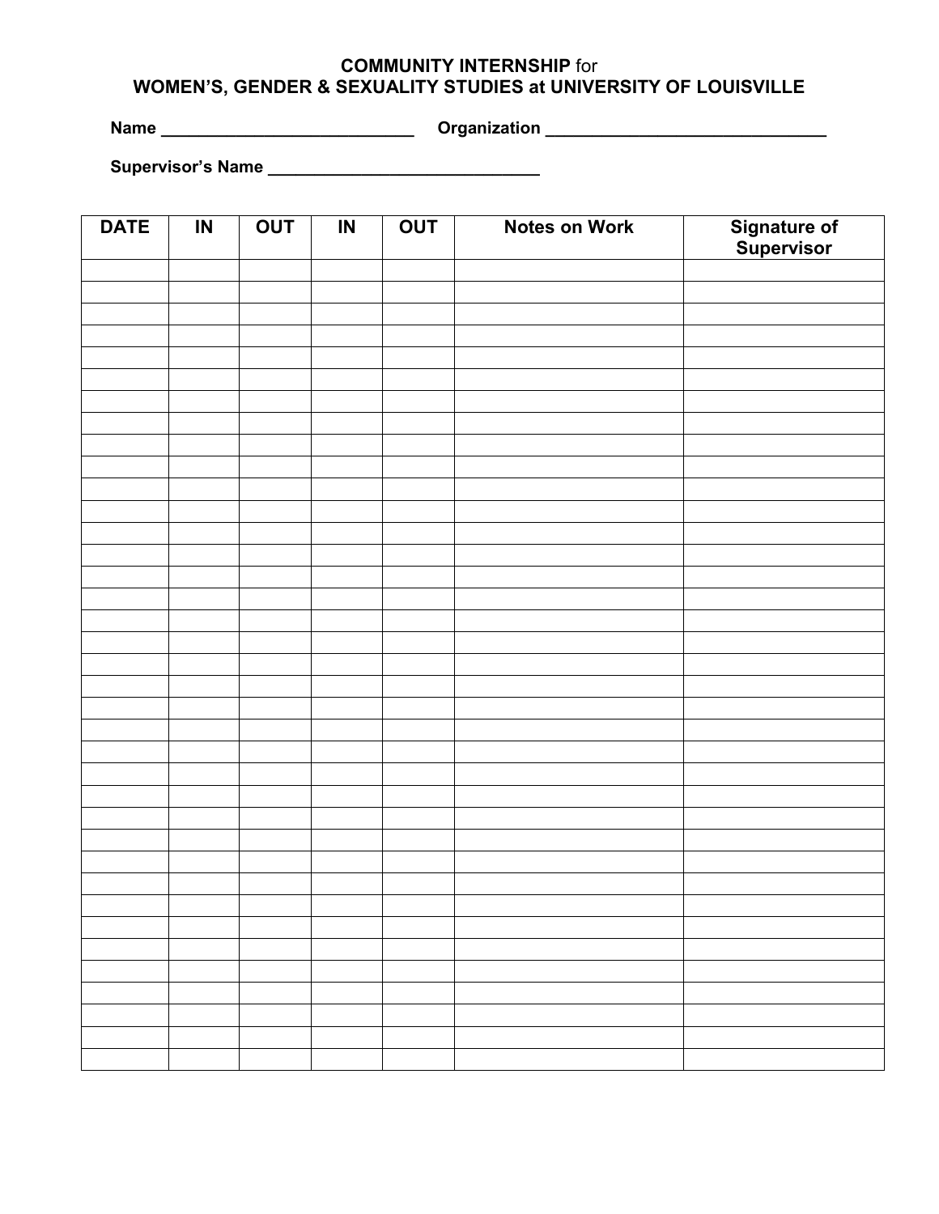**COMMUNITY INTERNSHIP** for
**WOMEN'S, GENDER & SEXUALITY STUDIES at UNIVERSITY OF LOUISVILLE**

**Name** ___________________________ **Organization** ______________________________

**Supervisor's Name** _____________________________

| DATE | IN | OUT | IN | OUT | Notes on Work | Signature of Supervisor |
|---|---|---|---|---|---|---|
| | | | | | | |
| | | | | | | |
| | | | | | | |
| | | | | | | |
| | | | | | | |
| | | | | | | |
| | | | | | | |
| | | | | | | |
| | | | | | | |
| | | | | | | |
| | | | | | | |
| | | | | | | |
| | | | | | | |
| | | | | | | |
| | | | | | | |
| | | | | | | |
| | | | | | | |
| | | | | | | |
| | | | | | | |
| | | | | | | |
| | | | | | | |
| | | | | | | |
| | | | | | | |
| | | | | | | |
| | | | | | | |
| | | | | | | |
| | | | | | | |
| | | | | | | |
| | | | | | | |
| | | | | | | |
| | | | | | | |
| | | | | | | |
| | | | | | | |
| | | | | | | |
| | | | | | | |
| | | | | | | |
| | | | | | | |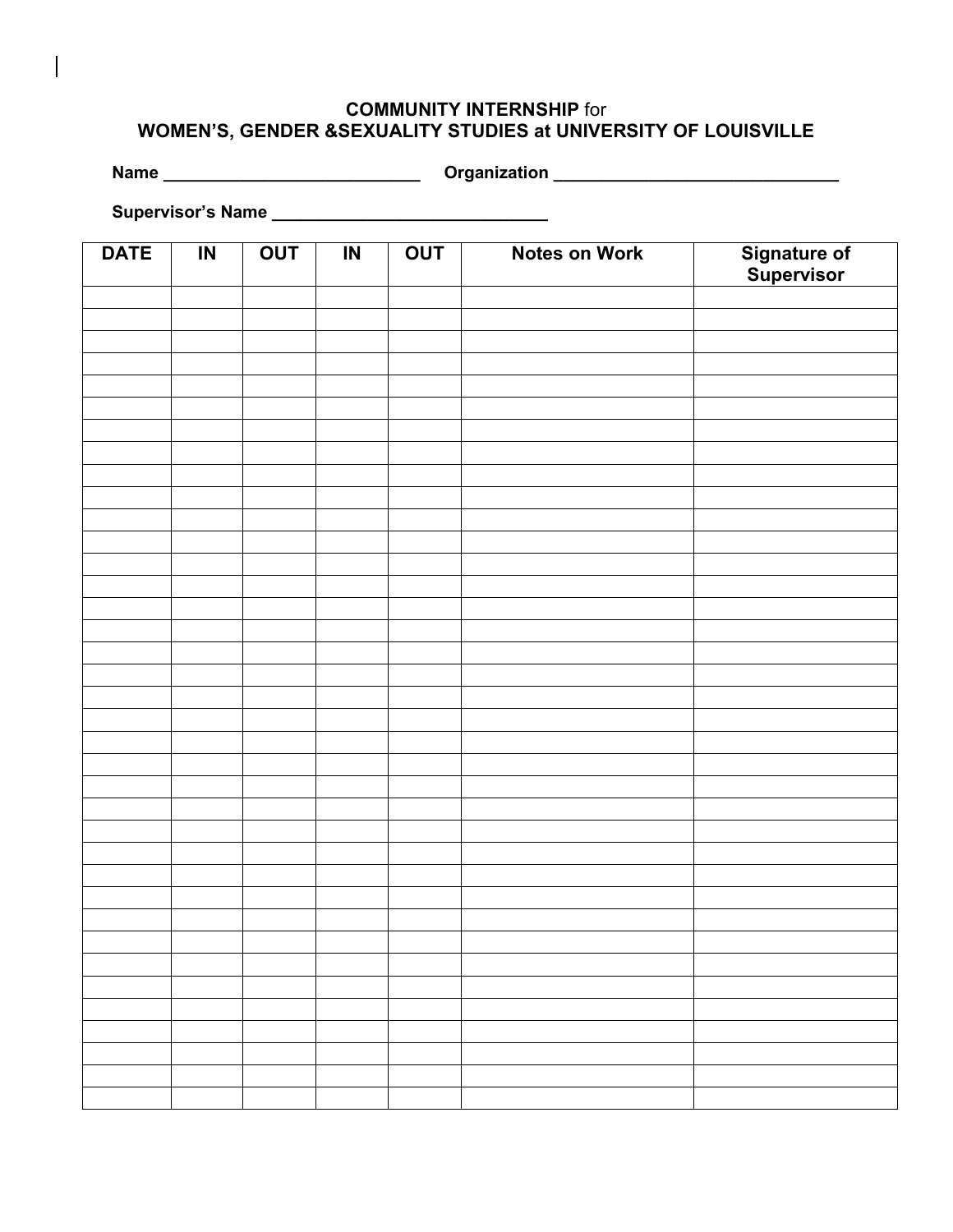**COMMUNITY INTERNSHIP** for
**WOMEN'S, GENDER &SEXUALITY STUDIES at UNIVERSITY OF LOUISVILLE**

**Name** ___________________________ **Organization** ______________________________

**Supervisor's Name** _____________________________

| DATE | IN | OUT | IN | OUT | Notes on Work | Signature of Supervisor |
|---|---|---|---|---|---|---|
| | | | | | | |
| | | | | | | |
| | | | | | | |
| | | | | | | |
| | | | | | | |
| | | | | | | |
| | | | | | | |
| | | | | | | |
| | | | | | | |
| | | | | | | |
| | | | | | | |
| | | | | | | |
| | | | | | | |
| | | | | | | |
| | | | | | | |
| | | | | | | |
| | | | | | | |
| | | | | | | |
| | | | | | | |
| | | | | | | |
| | | | | | | |
| | | | | | | |
| | | | | | | |
| | | | | | | |
| | | | | | | |
| | | | | | | |
| | | | | | | |
| | | | | | | |
| | | | | | | |
| | | | | | | |
| | | | | | | |
| | | | | | | |
| | | | | | | |
| | | | | | | |
| | | | | | | |
| | | | | | | |
| | | | | | | |
| | | | | | | |
| | | | | | | |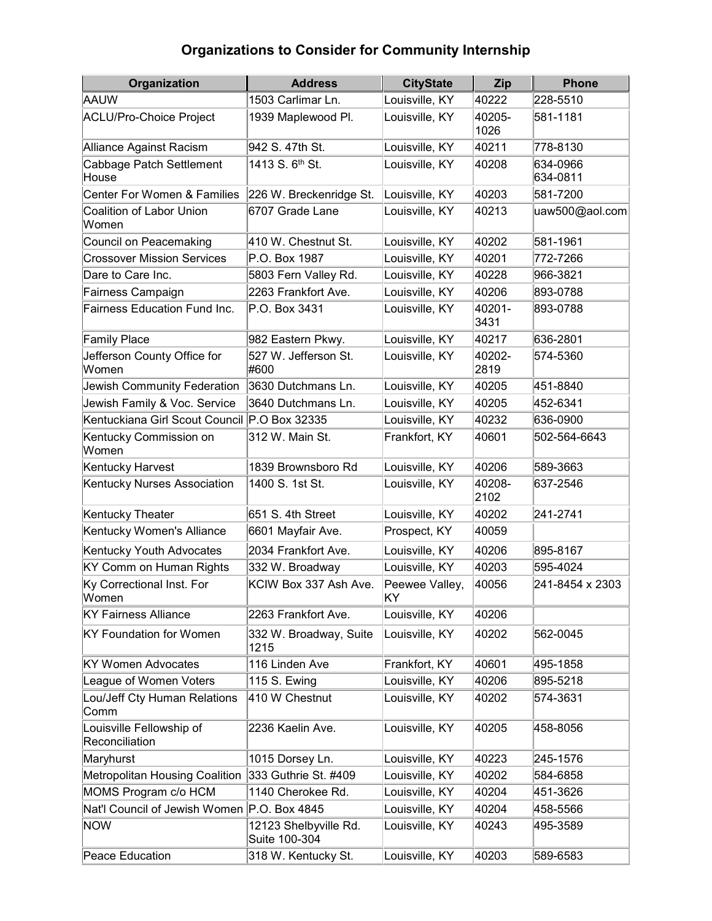# Organizations to Consider for Community Internship

| Organization | Address | CityState | Zip | Phone |
|---|---|---|---|---|
| AAUW | 1503 Carlimar Ln. | Louisville, KY | 40222 | 228-5510 |
| ACLU/Pro-Choice Project | 1939 Maplewood Pl. | Louisville, KY | 40205-1026 | 581-1181 |
| Alliance Against Racism | 942 S. 47th St. | Louisville, KY | 40211 | 778-8130 |
| Cabbage Patch Settlement House | 1413 S. 6th St. | Louisville, KY | 40208 | 634-0966 634-0811 |
| Center For Women & Families | 226 W. Breckenridge St. | Louisville, KY | 40203 | 581-7200 |
| Coalition of Labor Union Women | 6707 Grade Lane | Louisville, KY | 40213 | uaw500@aol.com |
| Council on Peacemaking | 410 W. Chestnut St. | Louisville, KY | 40202 | 581-1961 |
| Crossover Mission Services | P.O. Box 1987 | Louisville, KY | 40201 | 772-7266 |
| Dare to Care Inc. | 5803 Fern Valley Rd. | Louisville, KY | 40228 | 966-3821 |
| Fairness Campaign | 2263 Frankfort Ave. | Louisville, KY | 40206 | 893-0788 |
| Fairness Education Fund Inc. | P.O. Box 3431 | Louisville, KY | 40201-3431 | 893-0788 |
| Family Place | 982 Eastern Pkwy. | Louisville, KY | 40217 | 636-2801 |
| Jefferson County Office for Women | 527 W. Jefferson St. #600 | Louisville, KY | 40202-2819 | 574-5360 |
| Jewish Community Federation | 3630 Dutchmans Ln. | Louisville, KY | 40205 | 451-8840 |
| Jewish Family & Voc. Service | 3640 Dutchmans Ln. | Louisville, KY | 40205 | 452-6341 |
| Kentuckiana Girl Scout Council | P.O Box 32335 | Louisville, KY | 40232 | 636-0900 |
| Kentucky Commission on Women | 312 W. Main St. | Frankfort, KY | 40601 | 502-564-6643 |
| Kentucky Harvest | 1839 Brownsboro Rd | Louisville, KY | 40206 | 589-3663 |
| Kentucky Nurses Association | 1400 S. 1st St. | Louisville, KY | 40208-2102 | 637-2546 |
| Kentucky Theater | 651 S. 4th Street | Louisville, KY | 40202 | 241-2741 |
| Kentucky Women's Alliance | 6601 Mayfair Ave. | Prospect, KY | 40059 | |
| Kentucky Youth Advocates | 2034 Frankfort Ave. | Louisville, KY | 40206 | 895-8167 |
| KY Comm on Human Rights | 332 W. Broadway | Louisville, KY | 40203 | 595-4024 |
| Ky Correctional Inst. For Women | KCIW Box 337 Ash Ave. | Peewee Valley, KY | 40056 | 241-8454 x 2303 |
| KY Fairness Alliance | 2263 Frankfort Ave. | Louisville, KY | 40206 | |
| KY Foundation for Women | 332 W. Broadway, Suite 1215 | Louisville, KY | 40202 | 562-0045 |
| KY Women Advocates | 116 Linden Ave | Frankfort, KY | 40601 | 495-1858 |
| League of Women Voters | 115 S. Ewing | Louisville, KY | 40206 | 895-5218 |
| Lou/Jeff Cty Human Relations Comm | 410 W Chestnut | Louisville, KY | 40202 | 574-3631 |
| Louisville Fellowship of Reconciliation | 2236 Kaelin Ave. | Louisville, KY | 40205 | 458-8056 |
| Maryhurst | 1015 Dorsey Ln. | Louisville, KY | 40223 | 245-1576 |
| Metropolitan Housing Coalition | 333 Guthrie St. #409 | Louisville, KY | 40202 | 584-6858 |
| MOMS Program c/o HCM | 1140 Cherokee Rd. | Louisville, KY | 40204 | 451-3626 |
| Nat'l Council of Jewish Women | P.O. Box 4845 | Louisville, KY | 40204 | 458-5566 |
| NOW | 12123 Shelbyville Rd. Suite 100-304 | Louisville, KY | 40243 | 495-3589 |
| Peace Education | 318 W. Kentucky St. | Louisville, KY | 40203 | 589-6583 |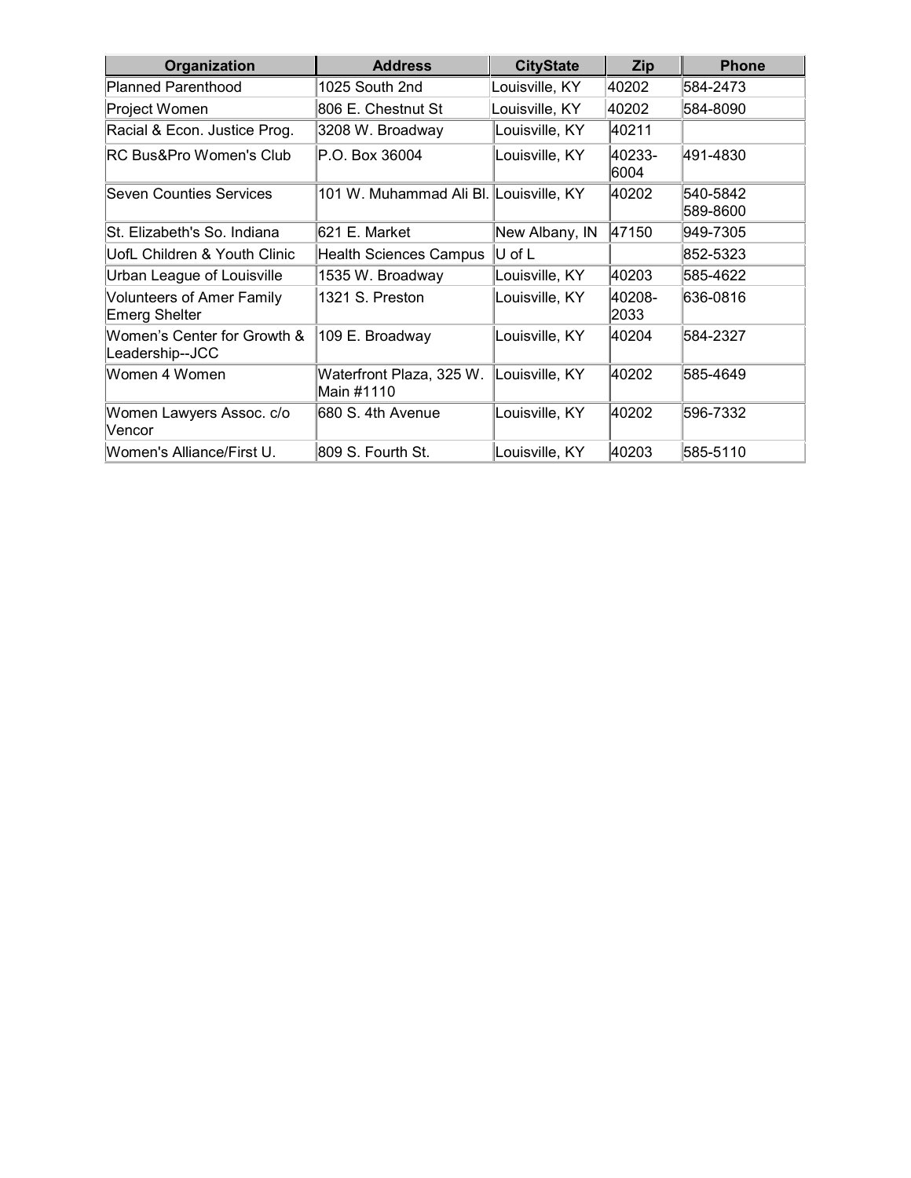| Organization | Address | CityState | Zip | Phone |
|---|---|---|---|---|
| Planned Parenthood | 1025 South 2nd | Louisville, KY | 40202 | 584-2473 |
| Project Women | 806 E. Chestnut St | Louisville, KY | 40202 | 584-8090 |
| Racial & Econ. Justice Prog. | 3208 W. Broadway | Louisville, KY | 40211 | |
| RC Bus&Pro Women's Club | P.O. Box 36004 | Louisville, KY | 40233-6004 | 491-4830 |
| Seven Counties Services | 101 W. Muhammad Ali Bl. | Louisville, KY | 40202 | 540-5842 589-8600 |
| St. Elizabeth's So. Indiana | 621 E. Market | New Albany, IN | 47150 | 949-7305 |
| UofL Children & Youth Clinic | Health Sciences Campus | U of L | | 852-5323 |
| Urban League of Louisville | 1535 W. Broadway | Louisville, KY | 40203 | 585-4622 |
| Volunteers of Amer Family Emerg Shelter | 1321 S. Preston | Louisville, KY | 40208-2033 | 636-0816 |
| Women's Center for Growth & Leadership--JCC | 109 E. Broadway | Louisville, KY | 40204 | 584-2327 |
| Women 4 Women | Waterfront Plaza, 325 W. Main #1110 | Louisville, KY | 40202 | 585-4649 |
| Women Lawyers Assoc. c/o Vencor | 680 S. 4th Avenue | Louisville, KY | 40202 | 596-7332 |
| Women's Alliance/First U. | 809 S. Fourth St. | Louisville, KY | 40203 | 585-5110 |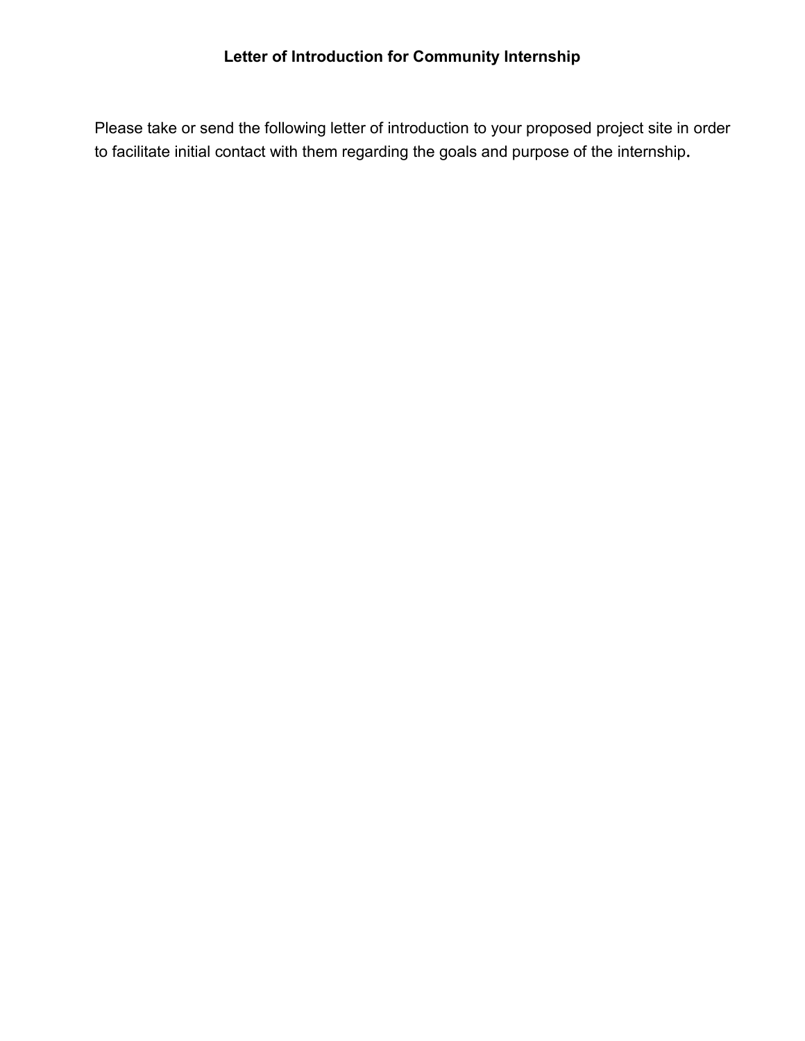**Letter of Introduction for Community Internship**

Please take or send the following letter of introduction to your proposed project site in order to facilitate initial contact with them regarding the goals and purpose of the internship.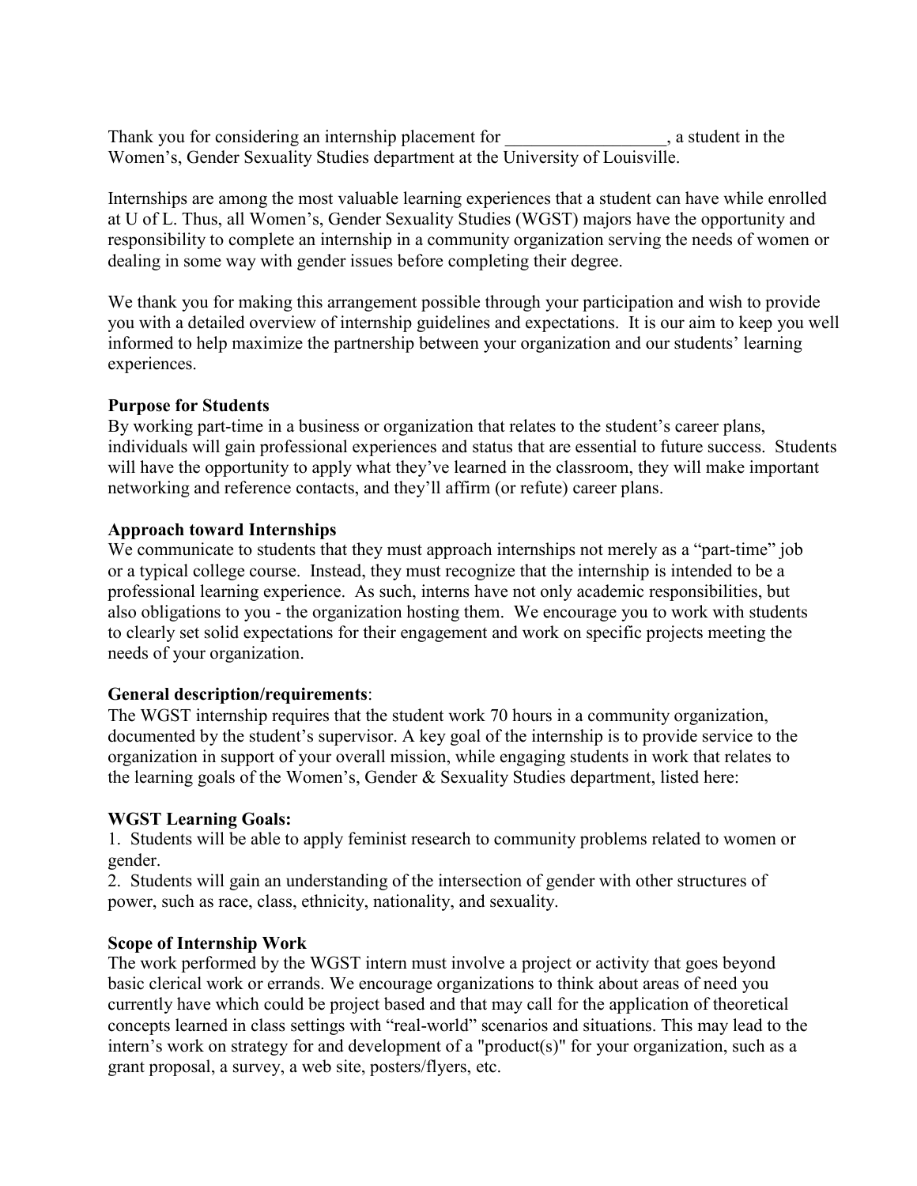Thank you for considering an internship placement for __________________, a student in the Women's, Gender Sexuality Studies department at the University of Louisville.

Internships are among the most valuable learning experiences that a student can have while enrolled at U of L. Thus, all Women's, Gender Sexuality Studies (WGST) majors have the opportunity and responsibility to complete an internship in a community organization serving the needs of women or dealing in some way with gender issues before completing their degree.

We thank you for making this arrangement possible through your participation and wish to provide you with a detailed overview of internship guidelines and expectations. It is our aim to keep you well informed to help maximize the partnership between your organization and our students' learning experiences.

**Purpose for Students**
By working part-time in a business or organization that relates to the student's career plans, individuals will gain professional experiences and status that are essential to future success. Students will have the opportunity to apply what they've learned in the classroom, they will make important networking and reference contacts, and they'll affirm (or refute) career plans.

**Approach toward Internships**
We communicate to students that they must approach internships not merely as a "part-time" job or a typical college course. Instead, they must recognize that the internship is intended to be a professional learning experience. As such, interns have not only academic responsibilities, but also obligations to you - the organization hosting them. We encourage you to work with students to clearly set solid expectations for their engagement and work on specific projects meeting the needs of your organization.

**General description/requirements**:
The WGST internship requires that the student work 70 hours in a community organization, documented by the student's supervisor. A key goal of the internship is to provide service to the organization in support of your overall mission, while engaging students in work that relates to the learning goals of the Women's, Gender & Sexuality Studies department, listed here:

**WGST Learning Goals:**
1. Students will be able to apply feminist research to community problems related to women or gender.
2. Students will gain an understanding of the intersection of gender with other structures of power, such as race, class, ethnicity, nationality, and sexuality.

**Scope of Internship Work**
The work performed by the WGST intern must involve a project or activity that goes beyond basic clerical work or errands. We encourage organizations to think about areas of need you currently have which could be project based and that may call for the application of theoretical concepts learned in class settings with "real-world" scenarios and situations. This may lead to the intern's work on strategy for and development of a "product(s)" for your organization, such as a grant proposal, a survey, a web site, posters/flyers, etc.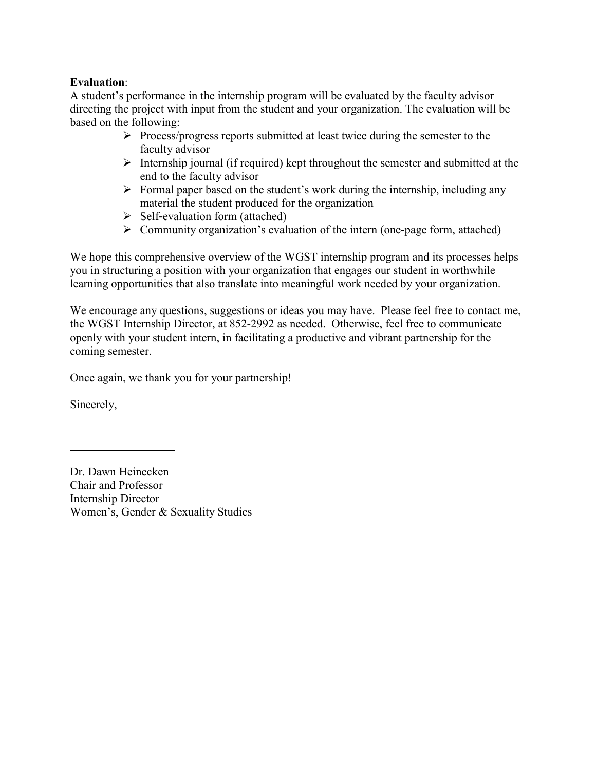**Evaluation**:
A student's performance in the internship program will be evaluated by the faculty advisor directing the project with input from the student and your organization. The evaluation will be based on the following:

- Process/progress reports submitted at least twice during the semester to the faculty advisor
- Internship journal (if required) kept throughout the semester and submitted at the end to the faculty advisor
- Formal paper based on the student's work during the internship, including any material the student produced for the organization
- Self-evaluation form (attached)
- Community organization's evaluation of the intern (one-page form, attached)

We hope this comprehensive overview of the WGST internship program and its processes helps you in structuring a position with your organization that engages our student in worthwhile learning opportunities that also translate into meaningful work needed by your organization.

We encourage any questions, suggestions or ideas you may have. Please feel free to contact me, the WGST Internship Director, at 852-2992 as needed. Otherwise, feel free to communicate openly with your student intern, in facilitating a productive and vibrant partnership for the coming semester.

Once again, we thank you for your partnership!

Sincerely,

\_\_\_\_\_\_\_\_\_\_\_\_\_\_\_\_\_\_

Dr. Dawn Heinecken
Chair and Professor
Internship Director
Women's, Gender & Sexuality Studies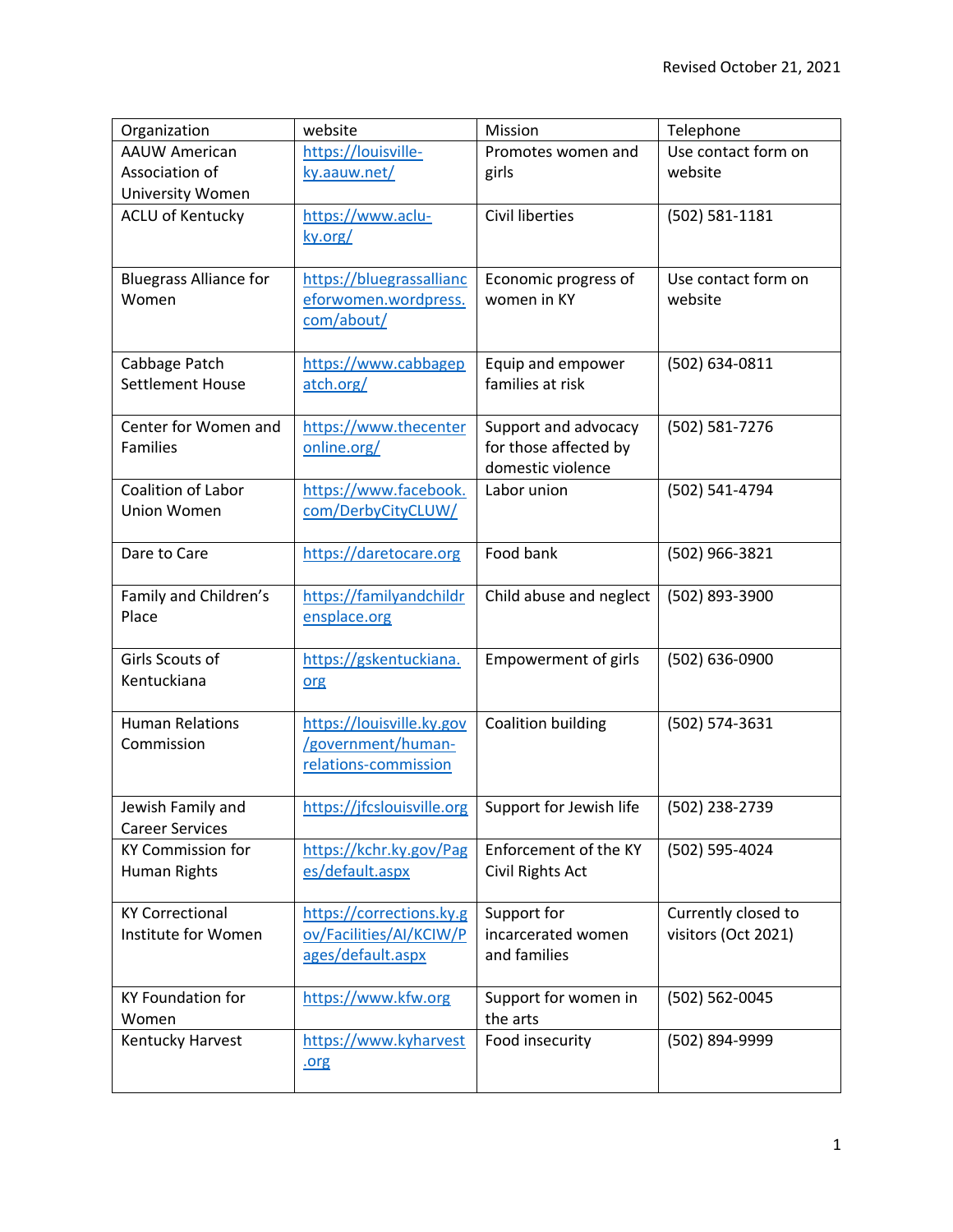Revised October 21, 2021

| Organization | website | Mission | Telephone |
|---|---|---|---|
| AAUW American Association of University Women | https://louisville-ky.aauw.net/ | Promotes women and girls | Use contact form on website |
| ACLU of Kentucky | https://www.aclu-ky.org/ | Civil liberties | (502) 581-1181 |
| Bluegrass Alliance for Women | https://bluegrassallianceforwomen.wordpress.com/about/ | Economic progress of women in KY | Use contact form on website |
| Cabbage Patch Settlement House | https://www.cabbagepatch.org/ | Equip and empower families at risk | (502) 634-0811 |
| Center for Women and Families | https://www.thecenteronline.org/ | Support and advocacy for those affected by domestic violence | (502) 581-7276 |
| Coalition of Labor Union Women | https://www.facebook.com/DerbyCityCLUW/ | Labor union | (502) 541-4794 |
| Dare to Care | https://daretocare.org | Food bank | (502) 966-3821 |
| Family and Children's Place | https://familyandchildrensplace.org | Child abuse and neglect | (502) 893-3900 |
| Girls Scouts of Kentuckiana | https://gskentuckiana.org | Empowerment of girls | (502) 636-0900 |
| Human Relations Commission | https://louisville.ky.gov/government/human-relations-commission | Coalition building | (502) 574-3631 |
| Jewish Family and Career Services | https://jfcslouisville.org | Support for Jewish life | (502) 238-2739 |
| KY Commission for Human Rights | https://kchr.ky.gov/Pages/default.aspx | Enforcement of the KY Civil Rights Act | (502) 595-4024 |
| KY Correctional Institute for Women | https://corrections.ky.gov/Facilities/AI/KCIW/Pages/default.aspx | Support for incarcerated women and families | Currently closed to visitors (Oct 2021) |
| KY Foundation for Women | https://www.kfw.org | Support for women in the arts | (502) 562-0045 |
| Kentucky Harvest | https://www.kyharvest.org | Food insecurity | (502) 894-9999 |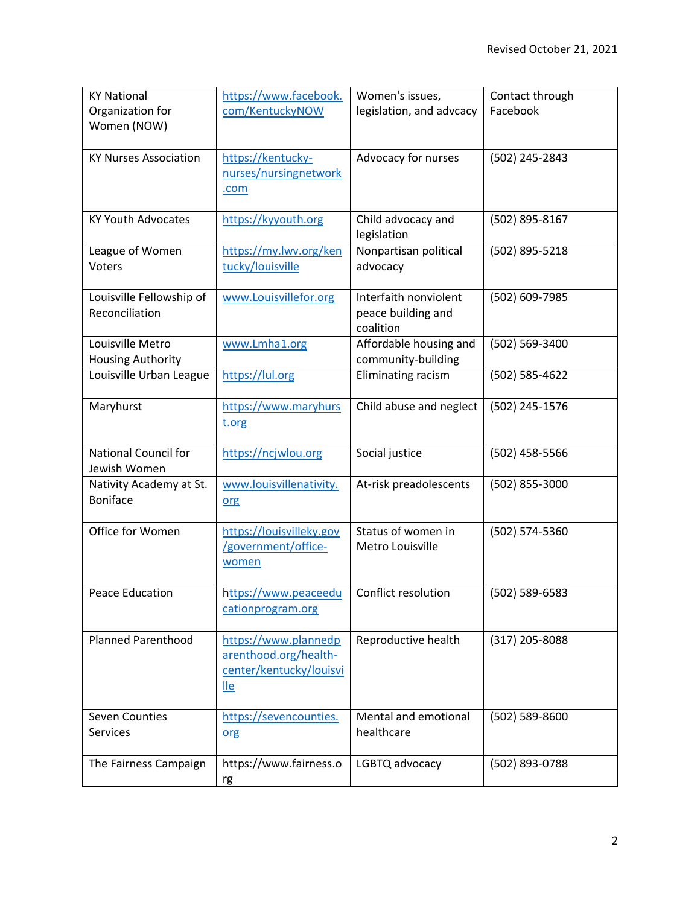| | | | |
|---|---|---|---|
| KY National Organization for Women (NOW) | https://www.facebook.com/KentuckyNOW | Women's issues, legislation, and advcacy | Contact through Facebook |
| KY Nurses Association | https://kentucky-nurses/nursingnetwork.com | Advocacy for nurses | (502) 245-2843 |
| KY Youth Advocates | https://kyyouth.org | Child advocacy and legislation | (502) 895-8167 |
| League of Women Voters | https://my.lwv.org/kentucky/louisville | Nonpartisan political advocacy | (502) 895-5218 |
| Louisville Fellowship of Reconciliation | www.Louisvillefor.org | Interfaith nonviolent peace building and coalition | (502) 609-7985 |
| Louisville Metro Housing Authority | www.Lmha1.org | Affordable housing and community-building | (502) 569-3400 |
| Louisville Urban League | https://lul.org | Eliminating racism | (502) 585-4622 |
| Maryhurst | https://www.maryhurst.org | Child abuse and neglect | (502) 245-1576 |
| National Council for Jewish Women | https://ncjwlou.org | Social justice | (502) 458-5566 |
| Nativity Academy at St. Boniface | www.louisvillenativity.org | At-risk preadolescents | (502) 855-3000 |
| Office for Women | https://louisvilleky.gov/government/office-women | Status of women in Metro Louisville | (502) 574-5360 |
| Peace Education | https://www.peaceeducationprogram.org | Conflict resolution | (502) 589-6583 |
| Planned Parenthood | https://www.plannedparenthood.org/health-center/kentucky/louisville | Reproductive health | (317) 205-8088 |
| Seven Counties Services | https://sevencounties.org | Mental and emotional healthcare | (502) 589-8600 |
| The Fairness Campaign | https://www.fairness.org | LGBTQ advocacy | (502) 893-0788 |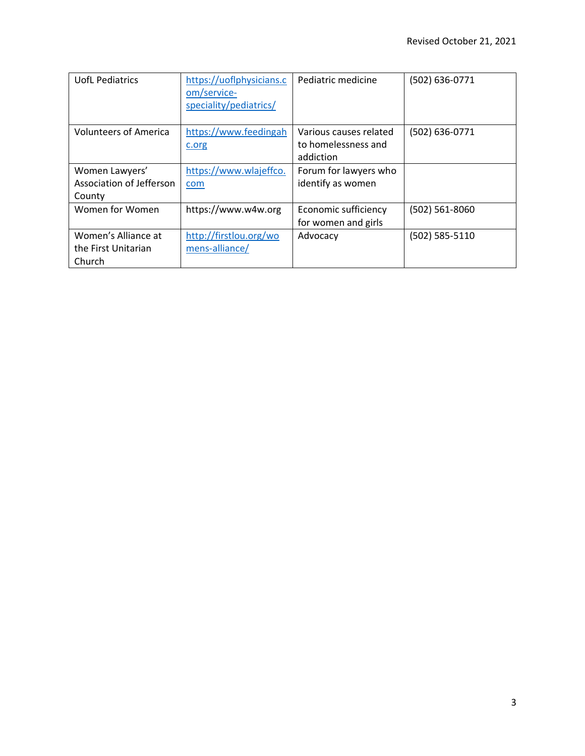| | | | |
|---|---|---|---|
| UofL Pediatrics | https://uoflphysicians.com/service-speciality/pediatrics/ | Pediatric medicine | (502) 636-0771 |
| Volunteers of America | https://www.feedingahc.org | Various causes related to homelessness and addiction | (502) 636-0771 |
| Women Lawyers' Association of Jefferson County | https://www.wlajeffco.com | Forum for lawyers who identify as women | |
| Women for Women | https://www.w4w.org | Economic sufficiency for women and girls | (502) 561-8060 |
| Women's Alliance at the First Unitarian Church | http://firstlou.org/womens-alliance/ | Advocacy | (502) 585-5110 |